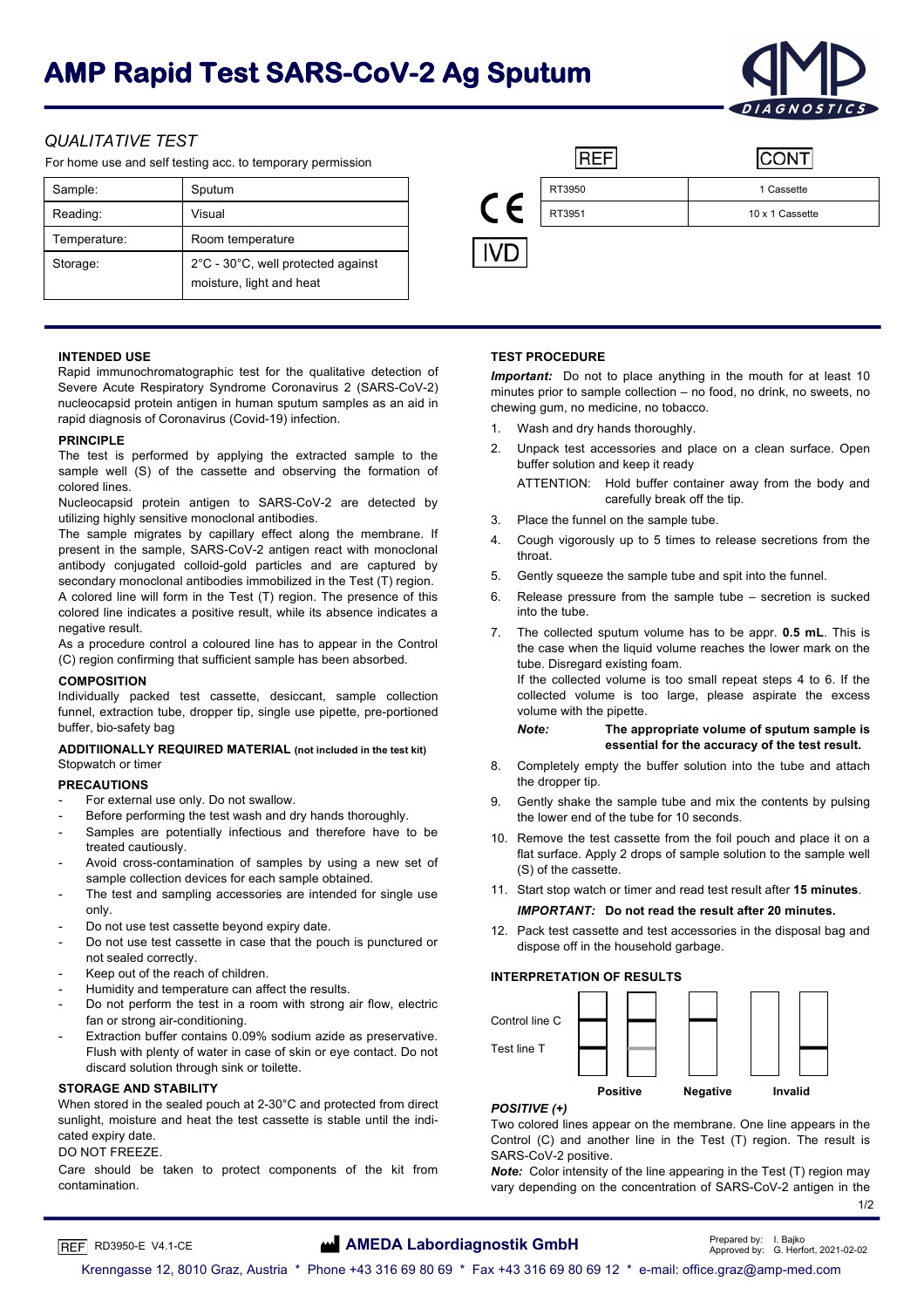# AMP Rapid Test SARS-CoV-2 Ag Sputum

*QUALITATIVE TEST*

For home use and self testing acc. to temporary permission

| Sample: | Sputum |
|---|---|
| Reading: | Visual |
| Temperature: | Room temperature |
| Storage: | 2°C - 30°C, well protected against moisture, light and heat |

CE IVD

| REF | CONT |
|---|---|
| RT3950 | 1 Cassette |
| RT3951 | 10 x 1 Cassette |

### INTENDED USE

Rapid immunochromatographic test for the qualitative detection of Severe Acute Respiratory Syndrome Coronavirus 2 (SARS-CoV-2) nucleocapsid protein antigen in human sputum samples as an aid in rapid diagnosis of Coronavirus (Covid-19) infection.

### PRINCIPLE

The test is performed by applying the extracted sample to the sample well (S) of the cassette and observing the formation of colored lines.

Nucleocapsid protein antigen to SARS-CoV-2 are detected by utilizing highly sensitive monoclonal antibodies.

The sample migrates by capillary effect along the membrane. If present in the sample, SARS-CoV-2 antigen react with monoclonal antibody conjugated colloid-gold particles and are captured by secondary monoclonal antibodies immobilized in the Test (T) region. A colored line will form in the Test (T) region. The presence of this colored line indicates a positive result, while its absence indicates a negative result.

As a procedure control a coloured line has to appear in the Control (C) region confirming that sufficient sample has been absorbed.

### COMPOSITION

Individually packed test cassette, desiccant, sample collection funnel, extraction tube, dropper tip, single use pipette, pre-portioned buffer, bio-safety bag

### ADDITIIONALLY REQUIRED MATERIAL (not included in the test kit)

Stopwatch or timer

### PRECAUTIONS

- For external use only. Do not swallow.
- Before performing the test wash and dry hands thoroughly.
- Samples are potentially infectious and therefore have to be treated cautiously.
- Avoid cross-contamination of samples by using a new set of sample collection devices for each sample obtained.
- The test and sampling accessories are intended for single use only.
- Do not use test cassette beyond expiry date.
- Do not use test cassette in case that the pouch is punctured or not sealed correctly.
- Keep out of the reach of children.
- Humidity and temperature can affect the results.
- Do not perform the test in a room with strong air flow, electric fan or strong air-conditioning.
- Extraction buffer contains 0.09% sodium azide as preservative. Flush with plenty of water in case of skin or eye contact. Do not discard solution through sink or toilette.

### STORAGE AND STABILITY

When stored in the sealed pouch at 2-30°C and protected from direct sunlight, moisture and heat the test cassette is stable until the indicated expiry date.

DO NOT FREEZE.

Care should be taken to protect components of the kit from contamination.

### TEST PROCEDURE

***Important:*** Do not to place anything in the mouth for at least 10 minutes prior to sample collection – no food, no drink, no sweets, no chewing gum, no medicine, no tobacco.

1. Wash and dry hands thoroughly.
2. Unpack test accessories and place on a clean surface. Open buffer solution and keep it ready

   ATTENTION: Hold buffer container away from the body and carefully break off the tip.
3. Place the funnel on the sample tube.
4. Cough vigorously up to 5 times to release secretions from the throat.
5. Gently squeeze the sample tube and spit into the funnel.
6. Release pressure from the sample tube – secretion is sucked into the tube.
7. The collected sputum volume has to be appr. **0.5 mL**. This is the case when the liquid volume reaches the lower mark on the tube. Disregard existing foam.

   If the collected volume is too small repeat steps 4 to 6. If the collected volume is too large, please aspirate the excess volume with the pipette.

   ***Note:*** **The appropriate volume of sputum sample is essential for the accuracy of the test result.**
8. Completely empty the buffer solution into the tube and attach the dropper tip.
9. Gently shake the sample tube and mix the contents by pulsing the lower end of the tube for 10 seconds.
10. Remove the test cassette from the foil pouch and place it on a flat surface. Apply 2 drops of sample solution to the sample well (S) of the cassette.
11. Start stop watch or timer and read test result after **15 minutes**.

    ***IMPORTANT:*** **Do not read the result after 20 minutes.**
12. Pack test cassette and test accessories in the disposal bag and dispose off in the household garbage.

### INTERPRETATION OF RESULTS

Control line C

Test line T

Positive | Negative | Invalid

***POSITIVE (+)***

Two colored lines appear on the membrane. One line appears in the Control (C) and another line in the Test (T) region. The result is SARS-CoV-2 positive.

***Note:*** Color intensity of the line appearing in the Test (T) region may vary depending on the concentration of SARS-CoV-2 antigen in the

REF RD3950-E V4.1-CE

**AMEDA Labordiagnostik GmbH**

Prepared by: I. Bajko
Approved by: G. Herfort, 2021-02-02

Krenngasse 12, 8010 Graz, Austria * Phone +43 316 69 80 69 * Fax +43 316 69 80 69 12 * e-mail: office.graz@amp-med.com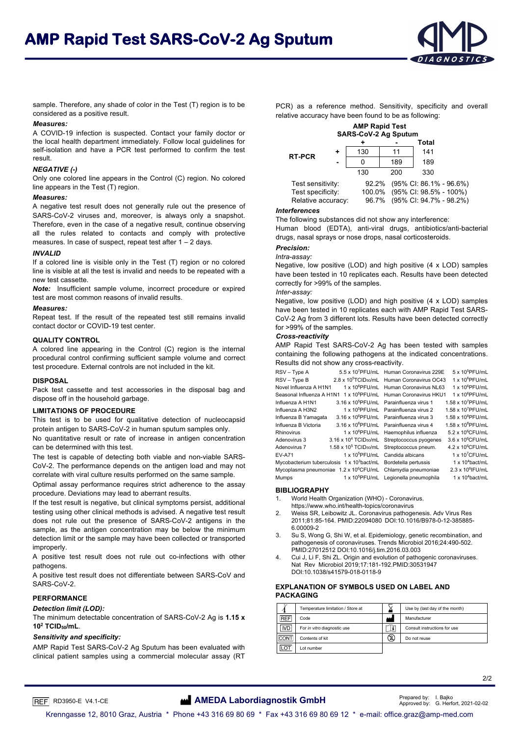# AMP Rapid Test SARS-CoV-2 Ag Sputum

sample. Therefore, any shade of color in the Test (T) region is to be considered as a positive result.

***Measures:***

A COVID-19 infection is suspected. Contact your family doctor or the local health department immediately. Follow local guidelines for self-isolation and have a PCR test performed to confirm the test result.

***NEGATIVE (-)***

Only one colored line appears in the Control (C) region. No colored line appears in the Test (T) region.

***Measures:***

A negative test result does not generally rule out the presence of SARS-CoV-2 viruses and, moreover, is always only a snapshot. Therefore, even in the case of a negative result, continue observing all the rules related to contacts and comply with protective measures. In case of suspect, repeat test after 1 – 2 days.

***INVALID***

If a colored line is visible only in the Test (T) region or no colored line is visible at all the test is invalid and needs to be repeated with a new test cassette.

***Note:*** Insufficient sample volume, incorrect procedure or expired test are most common reasons of invalid results.

***Measures:***

Repeat test. If the result of the repeated test still remains invalid contact doctor or COVID-19 test center.

## QUALITY CONTROL

A colored line appearing in the Control (C) region is the internal procedural control confirming sufficient sample volume and correct test procedure. External controls are not included in the kit.

## DISPOSAL

Pack test cassette and test accessories in the disposal bag and dispose off in the household garbage.

## LIMITATIONS OF PROCEDURE

This test is to be used for qualitative detection of nucleocapsid protein antigen to SARS-CoV-2 in human sputum samples only.

No quantitative result or rate of increase in antigen concentration can be determined with this test.

The test is capable of detecting both viable and non-viable SARS-CoV-2. The performance depends on the antigen load and may not correlate with viral culture results performed on the same sample.

Optimal assay performance requires strict adherence to the assay procedure. Deviations may lead to aberrant results.

If the test result is negative, but clinical symptoms persist, additional testing using other clinical methods is advised. A negative test result does not rule out the presence of SARS-CoV-2 antigens in the sample, as the antigen concentration may be below the minimum detection limit or the sample may have been collected or transported improperly.

A positive test result does not rule out co-infections with other pathogens.

A positive test result does not differentiate between SARS-CoV and SARS-CoV-2.

## PERFORMANCE

***Detection limit (LOD):***

The minimum detectable concentration of SARS-CoV-2 Ag is **1.15 x $10^2$ $TCID_{50}$/mL**.

***Sensitivity and specificity:***

AMP Rapid Test SARS-CoV-2 Ag Sputum has been evaluated with clinical patient samples using a commercial molecular assay (RT PCR) as a reference method. Sensitivity, specificity and overall relative accuracy have been found to be as following:

| | | AMP Rapid Test SARS-CoV-2 Ag Sputum | | |
|---|---|---|---|---|
| | | **+** | **-** | **Total** |
| **RT-PCR** | **+** | 130 | 11 | 141 |
| | **-** | 0 | 189 | 189 |
| | | 130 | 200 | 330 |

| | | |
|---|---|---|
| Test sensitivity: | 92.2% | (95% CI: 86.1% - 96.6%) |
| Test specificity: | 100.0% | (95% CI: 98.5% - 100%) |
| Relative accuracy: | 96.7% | (95% CI: 94.7% - 98.2%) |

***Interferences***

The following substances did not show any interference:
Human blood (EDTA), anti-viral drugs, antibiotics/anti-bacterial drugs, nasal sprays or nose drops, nasal corticosteroids.

***Precision:***

*Intra-assay:*

Negative, low positive (LOD) and high positive (4 x LOD) samples have been tested in 10 replicates each. Results have been detected correctly for >99% of the samples.

*Inter-assay:*

Negative, low positive (LOD) and high positive (4 x LOD) samples have been tested in 10 replicates each with AMP Rapid Test SARS-CoV-2 Ag from 3 different lots. Results have been detected correctly for >99% of the samples.

***Cross-reactivity***

AMP Rapid Test SARS-CoV-2 Ag has been tested with samples containing the following pathogens at the indicated concentrations. Results did not show any cross-reactivity.

| | | | |
|---|---|---|---|
| RSV – Type A | 5.5 x $10^7$PFU/mL | Human Coronavirus 229E | 5 x $10^5$PFU/mL |
| RSV – Type B | 2.8 x $10^5$$TCID_{50}$/mL | Human Coronavirus OC43 | 1 x $10^6$PFU/mL |
| Novel Influenza A H1N1 | 1 x $10^6$PFU/mL | Human Coronavirus NL63 | 1 x $10^6$PFU/mL |
| Seasonal Influenza A H1N1 | 1 x $10^5$PFU/mL | Human Coronavirus HKU1 | 1 x $10^6$PFU/mL |
| Influenza A H1N1 | 3.16 x $10^5$PFU/mL | Parainfluenza virus 1 | 1.58 x $10^7$PFU/mL |
| Influenza A H3N2 | 1 x $10^5$PFU/mL | Parainfluenza virus 2 | 1.58 x $10^7$PFU/mL |
| Influenza B Yamagata | 3.16 x $10^6$PFU/mL | Parainfluenza virus 3 | 1.58 x $10^8$PFU/mL |
| Influenza B Victoria | 3.16 x $10^6$PFU/mL | Parainfluenza virus 4 | 1.58 x $10^8$PFU/mL |
| Rhinovirus | 1 x $10^6$PFU/mL | Haemophilus influenza | 5.2 x $10^6$CFU/mL |
| Adenovirus 3 | 3.16 x $10^4$ $TCID_{50}$/mL | Streptococcus pyogenes | 3.6 x $10^6$CFU/mL |
| Adenovirus 7 | 1.58 x $10^5$ $TCID_{50}$/mL | Streptococcus pneum. | 4.2 x $10^6$CFU/mL |
| EV-A71 | 1 x $10^5$PFU/mL | Candida albicans | 1 x $10^7$CFU/mL |
| Mycobacterium tuberculosis | 1 x $10^3$bact/mL | Bordetella pertussis | 1 x $10^4$bact/mL |
| Mycoplasma pneumoniae | 1.2 x $10^6$CFU/mL | Chlamydia pneumoniae | 2.3 x $10^6$IFU/mL |
| Mumps | 1 x $10^5$PFU/mL | Legionella pneumophila | 1 x $10^4$bact/mL |

## BIBLIOGRAPHY

1. World Health Organization (WHO) - Coronavirus. https://www.who.int/health-topics/coronavirus
2. Weiss SR, Leibowitz JL. Coronavirus pathogenesis. Adv Virus Res 2011;81:85-164. PMID:22094080 DOI:10.1016/B978-0-12-385885-6.00009-2
3. Su S, Wong G, Shi W, et al. Epidemiology, genetic recombination, and pathogenesis of coronaviruses. Trends Microbiol 2016;24:490-502. PMID:27012512 DOI:10.1016/j.tim.2016.03.003
4. Cui J, Li F, Shi ZL. Origin and evolution of pathogenic coronaviruses. Nat Rev Microbiol 2019;17:181-192.PMID:30531947 DOI:10.1038/s41579-018-0118-9

## EXPLANATION OF SYMBOLS USED ON LABEL AND PACKAGING

| | | | |
|---|---|---|---|
| (temperature symbol) | Temperature limitation / Store at | (hourglass symbol) | Use by (last day of the month) |
| REF | Code | (manufacturer symbol) | Manufacturer |
| IVD | For *in vitro* diagnostic use | (i symbol) | Consult instructions for use |
| CONT | Contents of kit | (2 crossed symbol) | Do not reuse |
| LOT | Lot number | | |

REF RD3950-E V4.1-CE

**AMEDA Labordiagnostik GmbH**

Prepared by: I. Bajko
Approved by: G. Herfort, 2021-02-02

Krenngasse 12, 8010 Graz, Austria * Phone +43 316 69 80 69 * Fax +43 316 69 80 69 12 * e-mail: office.graz@amp-med.com